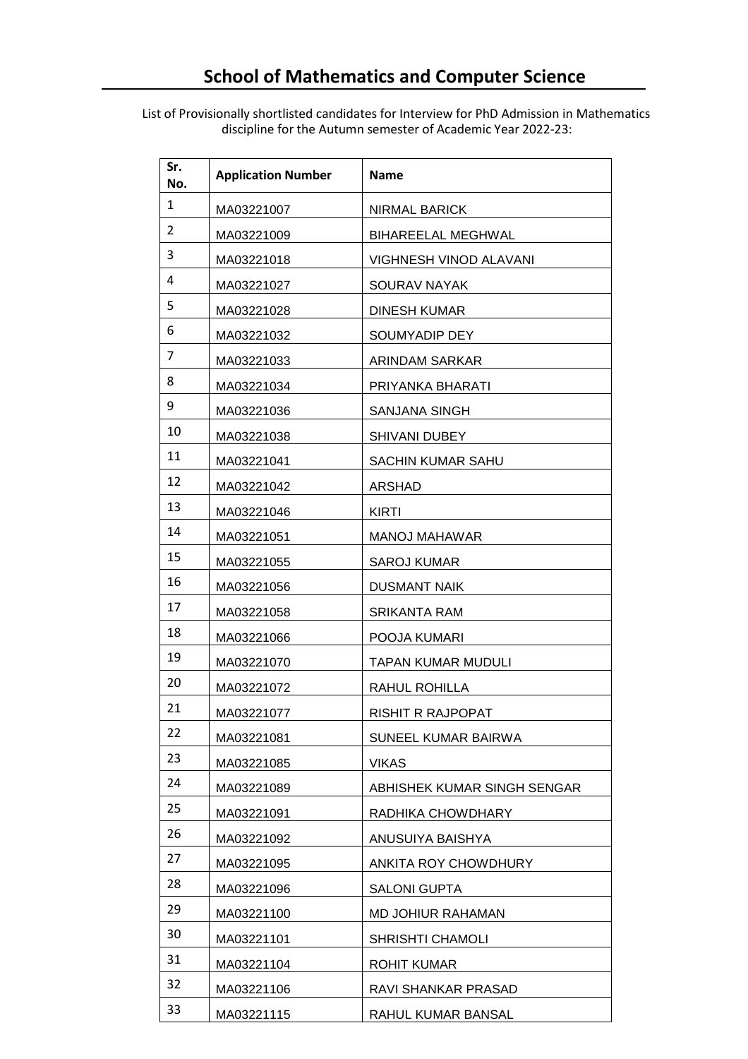# School of Mathematics and Computer Science

List of Provisionally shortlisted candidates for Interview for PhD Admission in Mathematics discipline for the Autumn semester of Academic Year 2022-23:

| Sr. No. | Application Number | Name |
|---|---|---|
| 1 | MA03221007 | NIRMAL BARICK |
| 2 | MA03221009 | BIHAREELAL MEGHWAL |
| 3 | MA03221018 | VIGHNESH VINOD ALAVANI |
| 4 | MA03221027 | SOURAV NAYAK |
| 5 | MA03221028 | DINESH KUMAR |
| 6 | MA03221032 | SOUMYADIP DEY |
| 7 | MA03221033 | ARINDAM SARKAR |
| 8 | MA03221034 | PRIYANKA BHARATI |
| 9 | MA03221036 | SANJANA SINGH |
| 10 | MA03221038 | SHIVANI DUBEY |
| 11 | MA03221041 | SACHIN KUMAR SAHU |
| 12 | MA03221042 | ARSHAD |
| 13 | MA03221046 | KIRTI |
| 14 | MA03221051 | MANOJ MAHAWAR |
| 15 | MA03221055 | SAROJ KUMAR |
| 16 | MA03221056 | DUSMANT NAIK |
| 17 | MA03221058 | SRIKANTA RAM |
| 18 | MA03221066 | POOJA KUMARI |
| 19 | MA03221070 | TAPAN KUMAR MUDULI |
| 20 | MA03221072 | RAHUL ROHILLA |
| 21 | MA03221077 | RISHIT R RAJPOPAT |
| 22 | MA03221081 | SUNEEL KUMAR BAIRWA |
| 23 | MA03221085 | VIKAS |
| 24 | MA03221089 | ABHISHEK KUMAR SINGH SENGAR |
| 25 | MA03221091 | RADHIKA CHOWDHARY |
| 26 | MA03221092 | ANUSUIYA BAISHYA |
| 27 | MA03221095 | ANKITA ROY CHOWDHURY |
| 28 | MA03221096 | SALONI GUPTA |
| 29 | MA03221100 | MD JOHIUR RAHAMAN |
| 30 | MA03221101 | SHRISHTI CHAMOLI |
| 31 | MA03221104 | ROHIT KUMAR |
| 32 | MA03221106 | RAVI SHANKAR PRASAD |
| 33 | MA03221115 | RAHUL KUMAR BANSAL |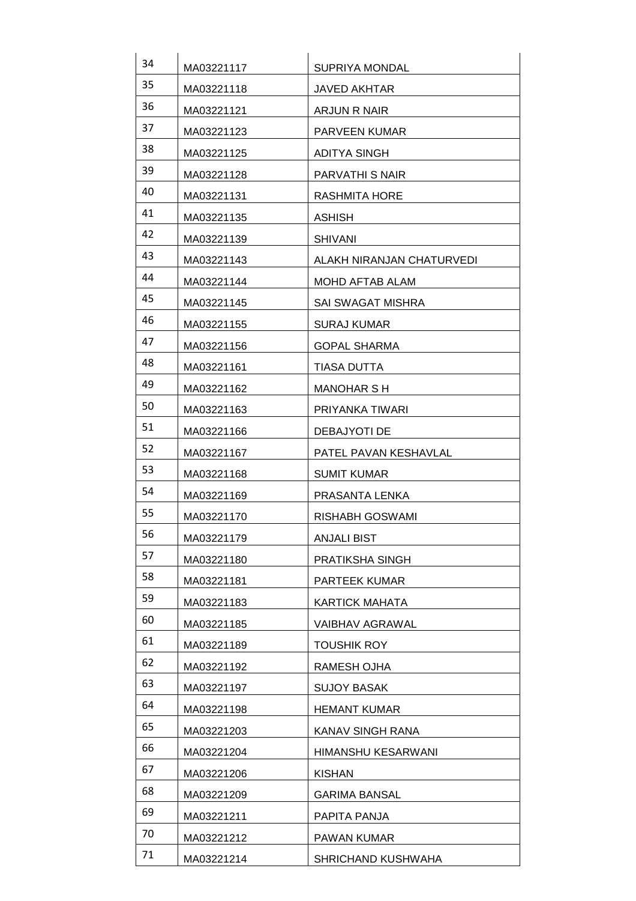| 34 | MA03221117 | SUPRIYA MONDAL |
|---|---|---|
| 35 | MA03221118 | JAVED AKHTAR |
| 36 | MA03221121 | ARJUN R NAIR |
| 37 | MA03221123 | PARVEEN KUMAR |
| 38 | MA03221125 | ADITYA SINGH |
| 39 | MA03221128 | PARVATHI S NAIR |
| 40 | MA03221131 | RASHMITA HORE |
| 41 | MA03221135 | ASHISH |
| 42 | MA03221139 | SHIVANI |
| 43 | MA03221143 | ALAKH NIRANJAN CHATURVEDI |
| 44 | MA03221144 | MOHD AFTAB ALAM |
| 45 | MA03221145 | SAI SWAGAT MISHRA |
| 46 | MA03221155 | SURAJ KUMAR |
| 47 | MA03221156 | GOPAL SHARMA |
| 48 | MA03221161 | TIASA DUTTA |
| 49 | MA03221162 | MANOHAR S H |
| 50 | MA03221163 | PRIYANKA TIWARI |
| 51 | MA03221166 | DEBAJYOTI DE |
| 52 | MA03221167 | PATEL PAVAN KESHAVLAL |
| 53 | MA03221168 | SUMIT KUMAR |
| 54 | MA03221169 | PRASANTA LENKA |
| 55 | MA03221170 | RISHABH GOSWAMI |
| 56 | MA03221179 | ANJALI BIST |
| 57 | MA03221180 | PRATIKSHA SINGH |
| 58 | MA03221181 | PARTEEK KUMAR |
| 59 | MA03221183 | KARTICK MAHATA |
| 60 | MA03221185 | VAIBHAV AGRAWAL |
| 61 | MA03221189 | TOUSHIK ROY |
| 62 | MA03221192 | RAMESH OJHA |
| 63 | MA03221197 | SUJOY BASAK |
| 64 | MA03221198 | HEMANT KUMAR |
| 65 | MA03221203 | KANAV SINGH RANA |
| 66 | MA03221204 | HIMANSHU KESARWANI |
| 67 | MA03221206 | KISHAN |
| 68 | MA03221209 | GARIMA BANSAL |
| 69 | MA03221211 | PAPITA PANJA |
| 70 | MA03221212 | PAWAN KUMAR |
| 71 | MA03221214 | SHRICHAND KUSHWAHA |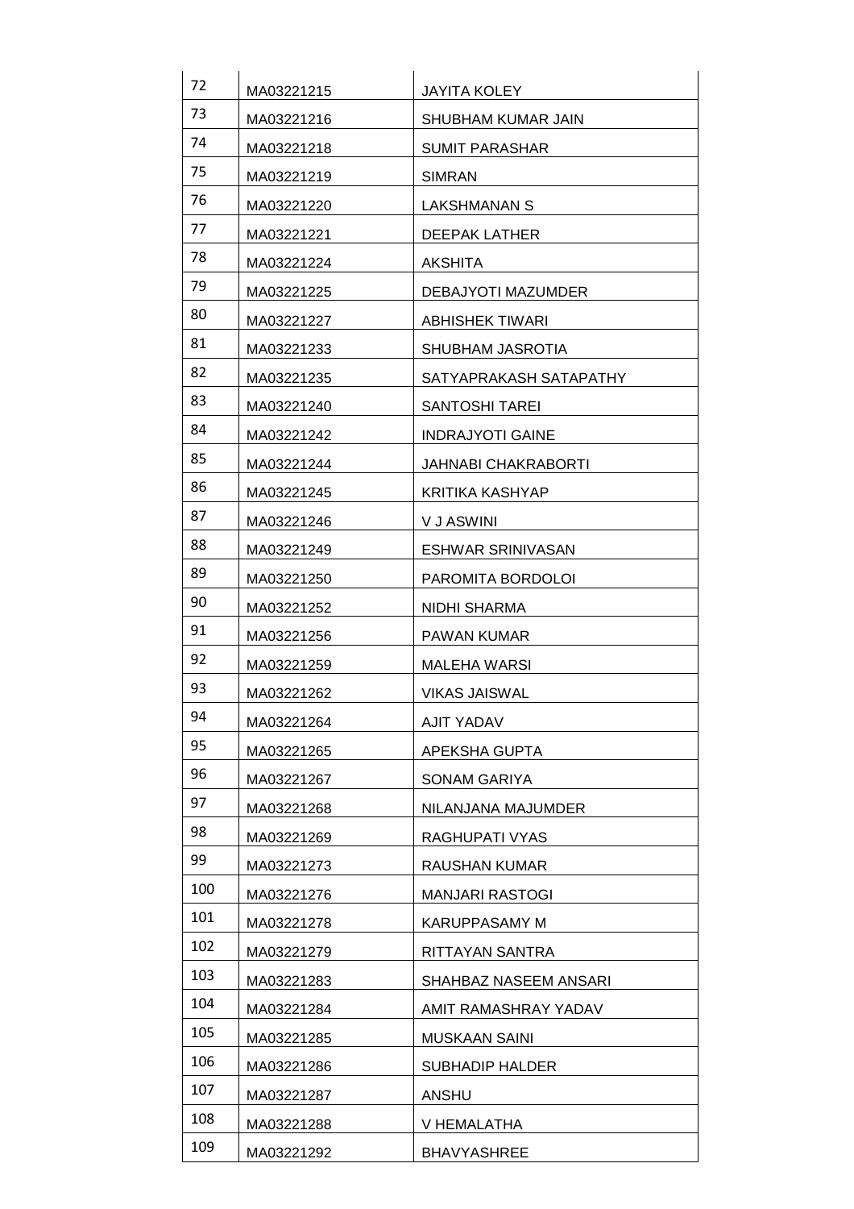| 72 | MA03221215 | JAYITA KOLEY |
|---|---|---|
| 73 | MA03221216 | SHUBHAM KUMAR JAIN |
| 74 | MA03221218 | SUMIT PARASHAR |
| 75 | MA03221219 | SIMRAN |
| 76 | MA03221220 | LAKSHMANAN S |
| 77 | MA03221221 | DEEPAK LATHER |
| 78 | MA03221224 | AKSHITA |
| 79 | MA03221225 | DEBAJYOTI MAZUMDER |
| 80 | MA03221227 | ABHISHEK TIWARI |
| 81 | MA03221233 | SHUBHAM JASROTIA |
| 82 | MA03221235 | SATYAPRAKASH SATAPATHY |
| 83 | MA03221240 | SANTOSHI TAREI |
| 84 | MA03221242 | INDRAJYOTI GAINE |
| 85 | MA03221244 | JAHNABI CHAKRABORTI |
| 86 | MA03221245 | KRITIKA KASHYAP |
| 87 | MA03221246 | V J ASWINI |
| 88 | MA03221249 | ESHWAR SRINIVASAN |
| 89 | MA03221250 | PAROMITA BORDOLOI |
| 90 | MA03221252 | NIDHI SHARMA |
| 91 | MA03221256 | PAWAN KUMAR |
| 92 | MA03221259 | MALEHA WARSI |
| 93 | MA03221262 | VIKAS JAISWAL |
| 94 | MA03221264 | AJIT YADAV |
| 95 | MA03221265 | APEKSHA GUPTA |
| 96 | MA03221267 | SONAM GARIYA |
| 97 | MA03221268 | NILANJANA MAJUMDER |
| 98 | MA03221269 | RAGHUPATI VYAS |
| 99 | MA03221273 | RAUSHAN KUMAR |
| 100 | MA03221276 | MANJARI RASTOGI |
| 101 | MA03221278 | KARUPPASAMY M |
| 102 | MA03221279 | RITTAYAN SANTRA |
| 103 | MA03221283 | SHAHBAZ NASEEM ANSARI |
| 104 | MA03221284 | AMIT RAMASHRAY YADAV |
| 105 | MA03221285 | MUSKAAN SAINI |
| 106 | MA03221286 | SUBHADIP HALDER |
| 107 | MA03221287 | ANSHU |
| 108 | MA03221288 | V HEMALATHA |
| 109 | MA03221292 | BHAVYASHREE |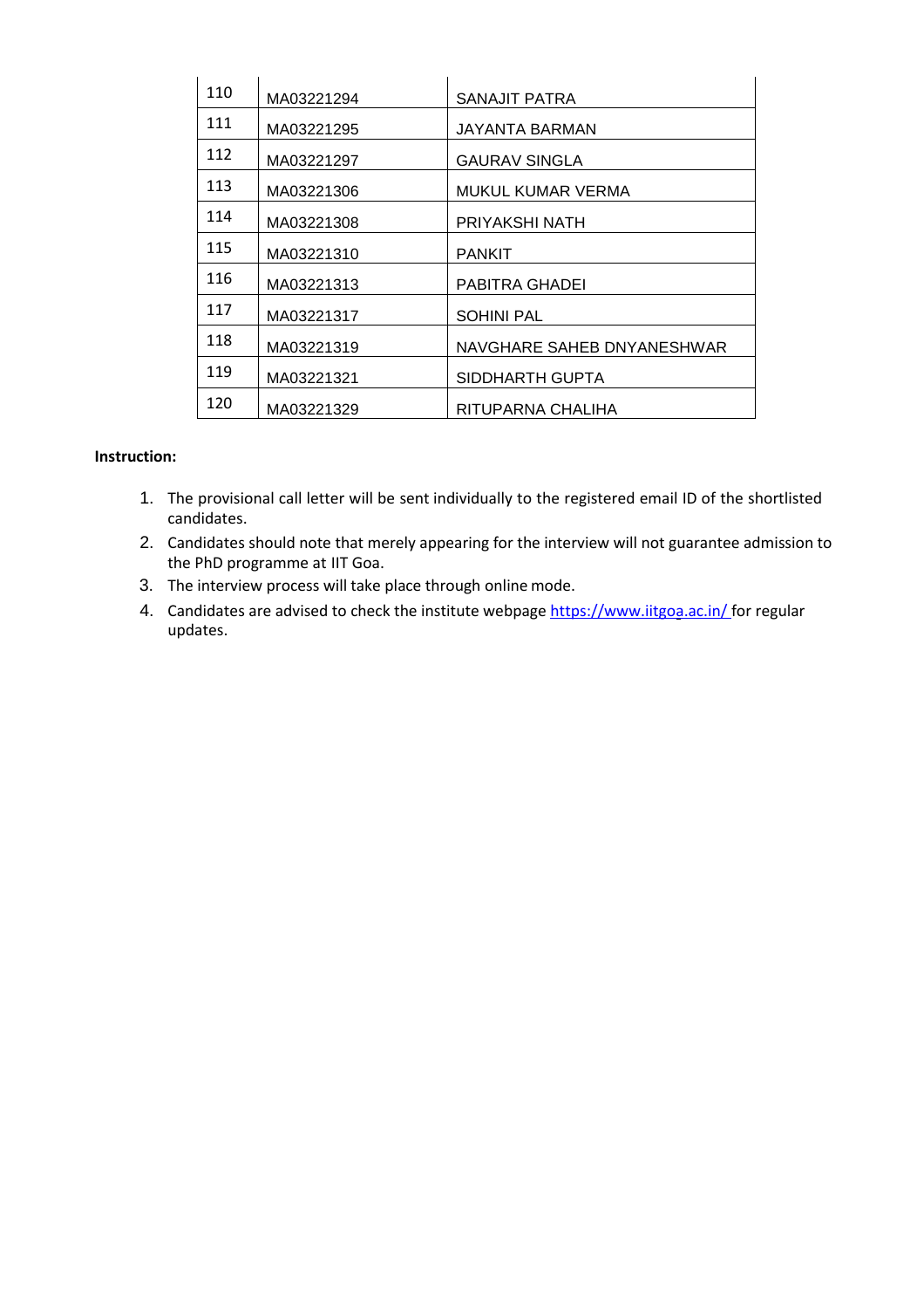| | | |
|---|---|---|
| 110 | MA03221294 | SANAJIT PATRA |
| 111 | MA03221295 | JAYANTA BARMAN |
| 112 | MA03221297 | GAURAV SINGLA |
| 113 | MA03221306 | MUKUL KUMAR VERMA |
| 114 | MA03221308 | PRIYAKSHI NATH |
| 115 | MA03221310 | PANKIT |
| 116 | MA03221313 | PABITRA GHADEI |
| 117 | MA03221317 | SOHINI PAL |
| 118 | MA03221319 | NAVGHARE SAHEB DNYANESHWAR |
| 119 | MA03221321 | SIDDHARTH GUPTA |
| 120 | MA03221329 | RITUPARNA CHALIHA |

**Instruction:**

1. The provisional call letter will be sent individually to the registered email ID of the shortlisted candidates.
2. Candidates should note that merely appearing for the interview will not guarantee admission to the PhD programme at IIT Goa.
3. The interview process will take place through online mode.
4. Candidates are advised to check the institute webpage https://www.iitgoa.ac.in/ for regular updates.